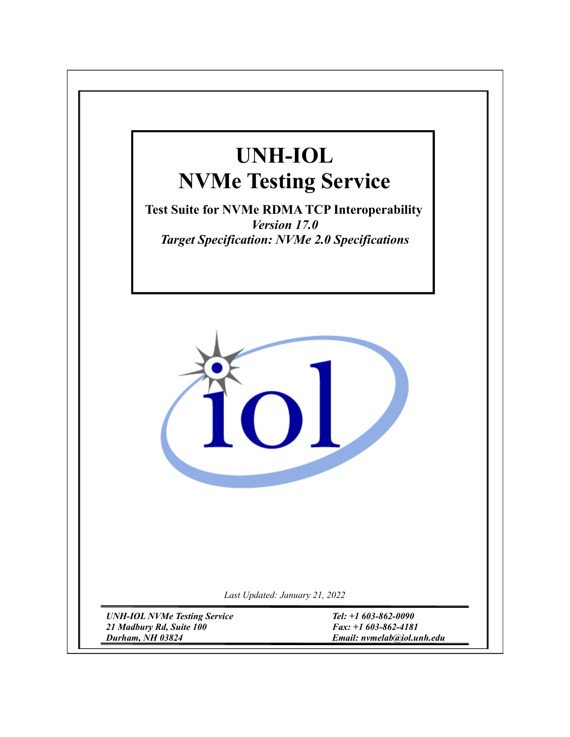# UNH-IOL
# NVMe Testing Service

**Test Suite for NVMe RDMA TCP Interoperability**

***Version 17.0***

***Target Specification: NVMe 2.0 Specifications***

*Last Updated: January 21, 2022*

***UNH-IOL NVMe Testing Service***
***21 Madbury Rd, Suite 100***
***Durham, NH 03824***

***Tel: +1 603-862-0090***
***Fax: +1 603-862-4181***
***Email: nvmelab@iol.unh.edu***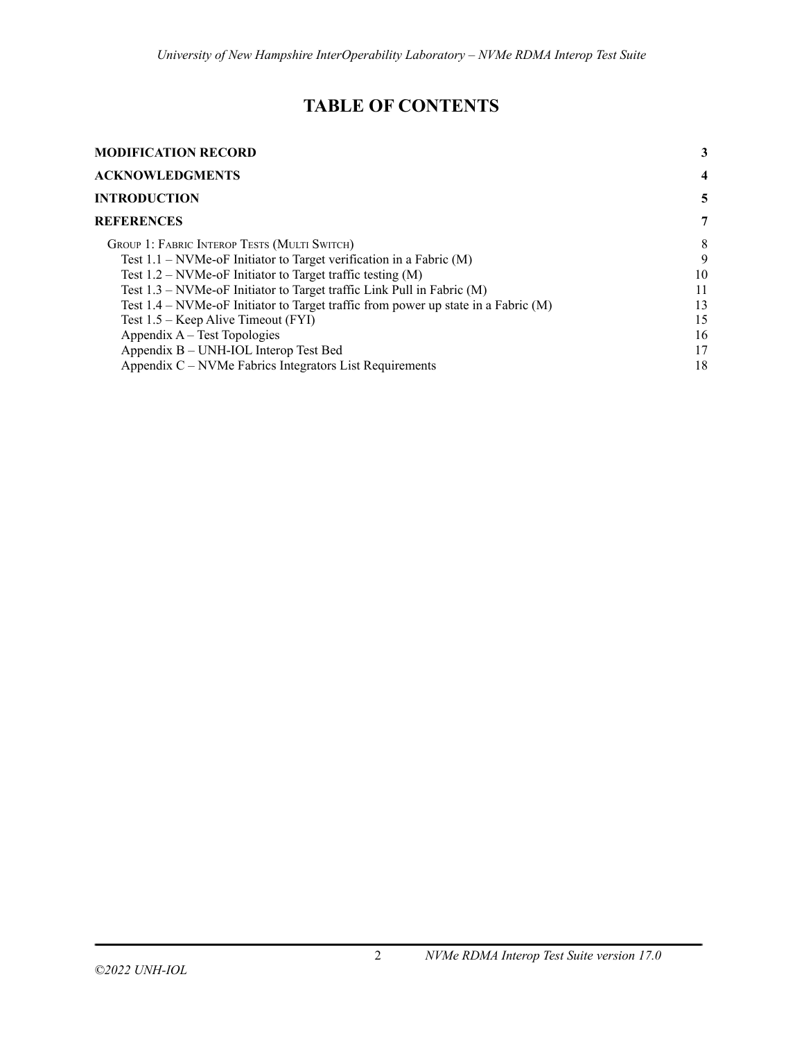# TABLE OF CONTENTS

| | |
|---|---|
| **MODIFICATION RECORD** | **3** |
| **ACKNOWLEDGMENTS** | **4** |
| **INTRODUCTION** | **5** |
| **REFERENCES** | **7** |
| GROUP 1: FABRIC INTEROP TESTS (MULTI SWITCH) | 8 |
| Test 1.1 – NVMe-oF Initiator to Target verification in a Fabric (M) | 9 |
| Test 1.2 – NVMe-oF Initiator to Target traffic testing (M) | 10 |
| Test 1.3 – NVMe-oF Initiator to Target traffic Link Pull in Fabric (M) | 11 |
| Test 1.4 – NVMe-oF Initiator to Target traffic from power up state in a Fabric (M) | 13 |
| Test 1.5 – Keep Alive Timeout (FYI) | 15 |
| Appendix A – Test Topologies | 16 |
| Appendix B – UNH-IOL Interop Test Bed | 17 |
| Appendix C – NVMe Fabrics Integrators List Requirements | 18 |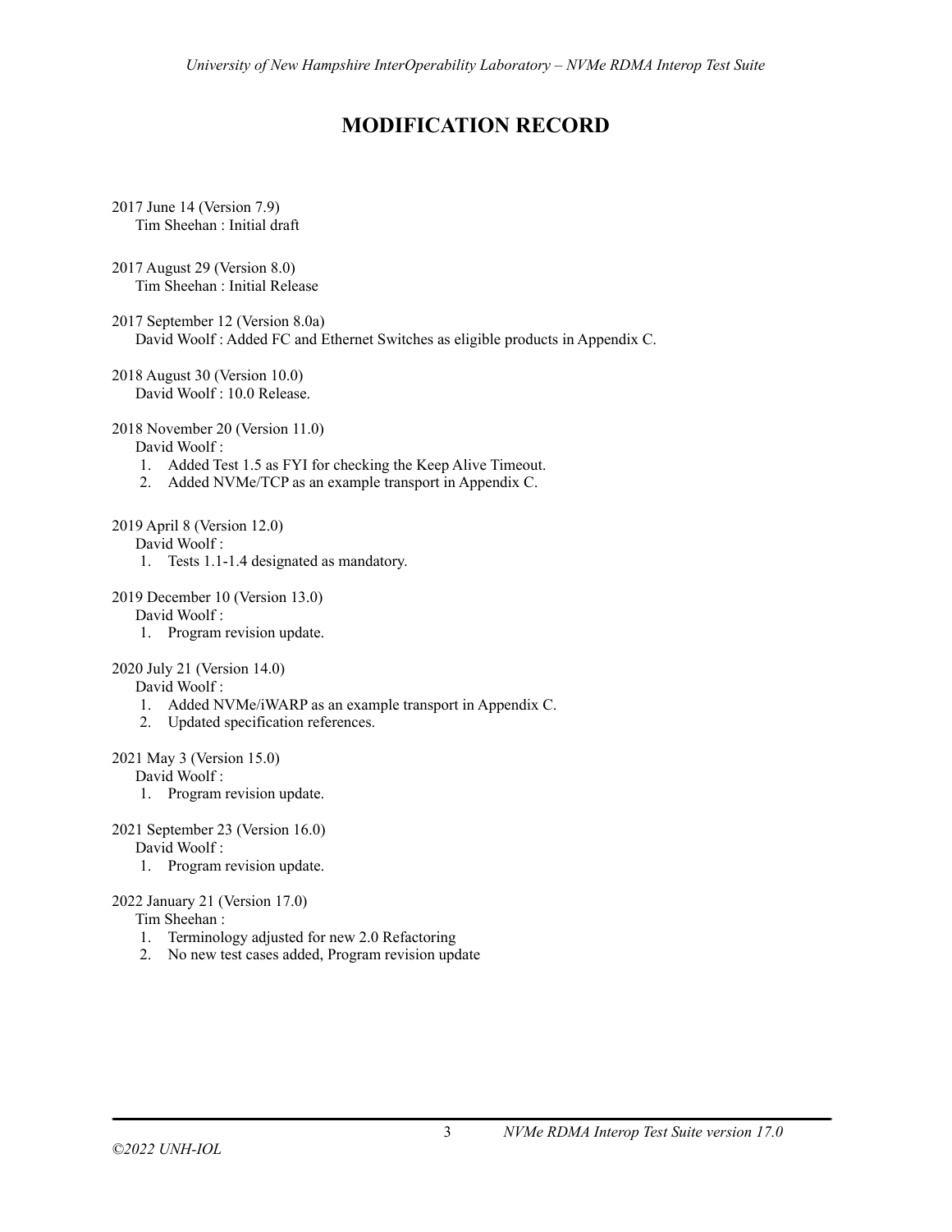# MODIFICATION RECORD

2017 June 14 (Version 7.9)
Tim Sheehan : Initial draft

2017 August 29 (Version 8.0)
Tim Sheehan : Initial Release

2017 September 12 (Version 8.0a)
David Woolf : Added FC and Ethernet Switches as eligible products in Appendix C.

2018 August 30 (Version 10.0)
David Woolf : 10.0 Release.

2018 November 20 (Version 11.0)
David Woolf :

1. Added Test 1.5 as FYI for checking the Keep Alive Timeout.
2. Added NVMe/TCP as an example transport in Appendix C.

2019 April 8 (Version 12.0)
David Woolf :

1. Tests 1.1-1.4 designated as mandatory.

2019 December 10 (Version 13.0)
David Woolf :

1. Program revision update.

2020 July 21 (Version 14.0)
David Woolf :

1. Added NVMe/iWARP as an example transport in Appendix C.
2. Updated specification references.

2021 May 3 (Version 15.0)
David Woolf :

1. Program revision update.

2021 September 23 (Version 16.0)
David Woolf :

1. Program revision update.

2022 January 21 (Version 17.0)
Tim Sheehan :

1. Terminology adjusted for new 2.0 Refactoring
2. No new test cases added, Program revision update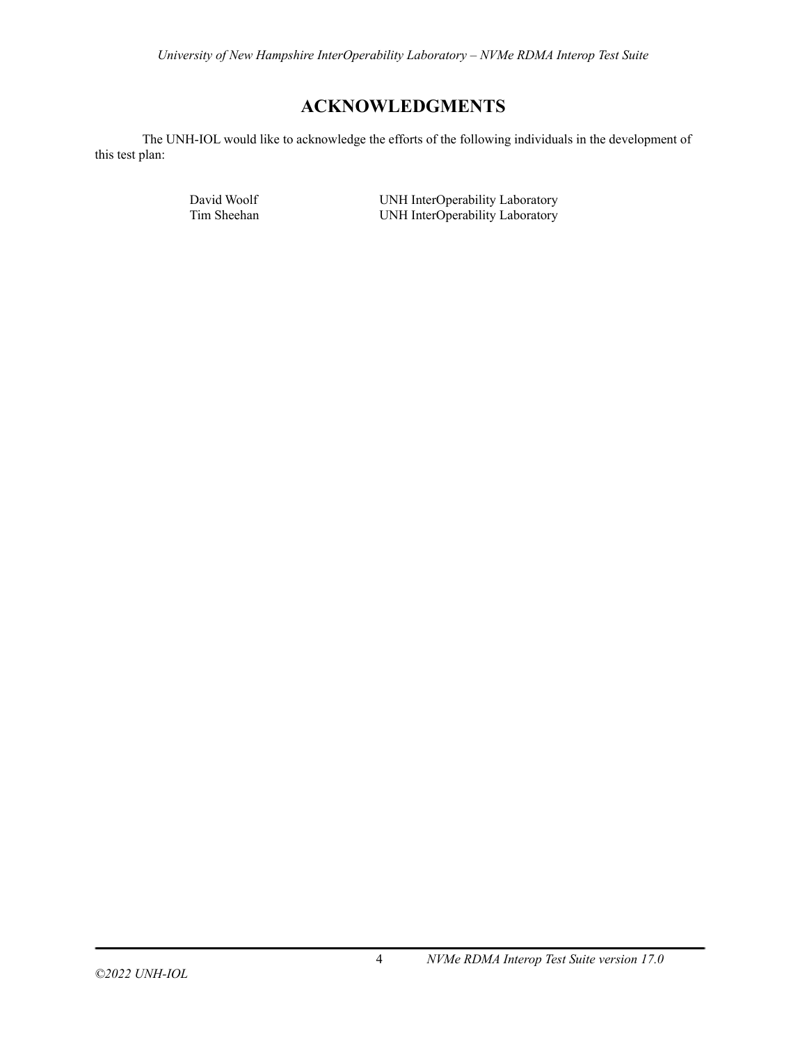# ACKNOWLEDGMENTS

The UNH-IOL would like to acknowledge the efforts of the following individuals in the development of this test plan:

| | |
|---|---|
| David Woolf | UNH InterOperability Laboratory |
| Tim Sheehan | UNH InterOperability Laboratory |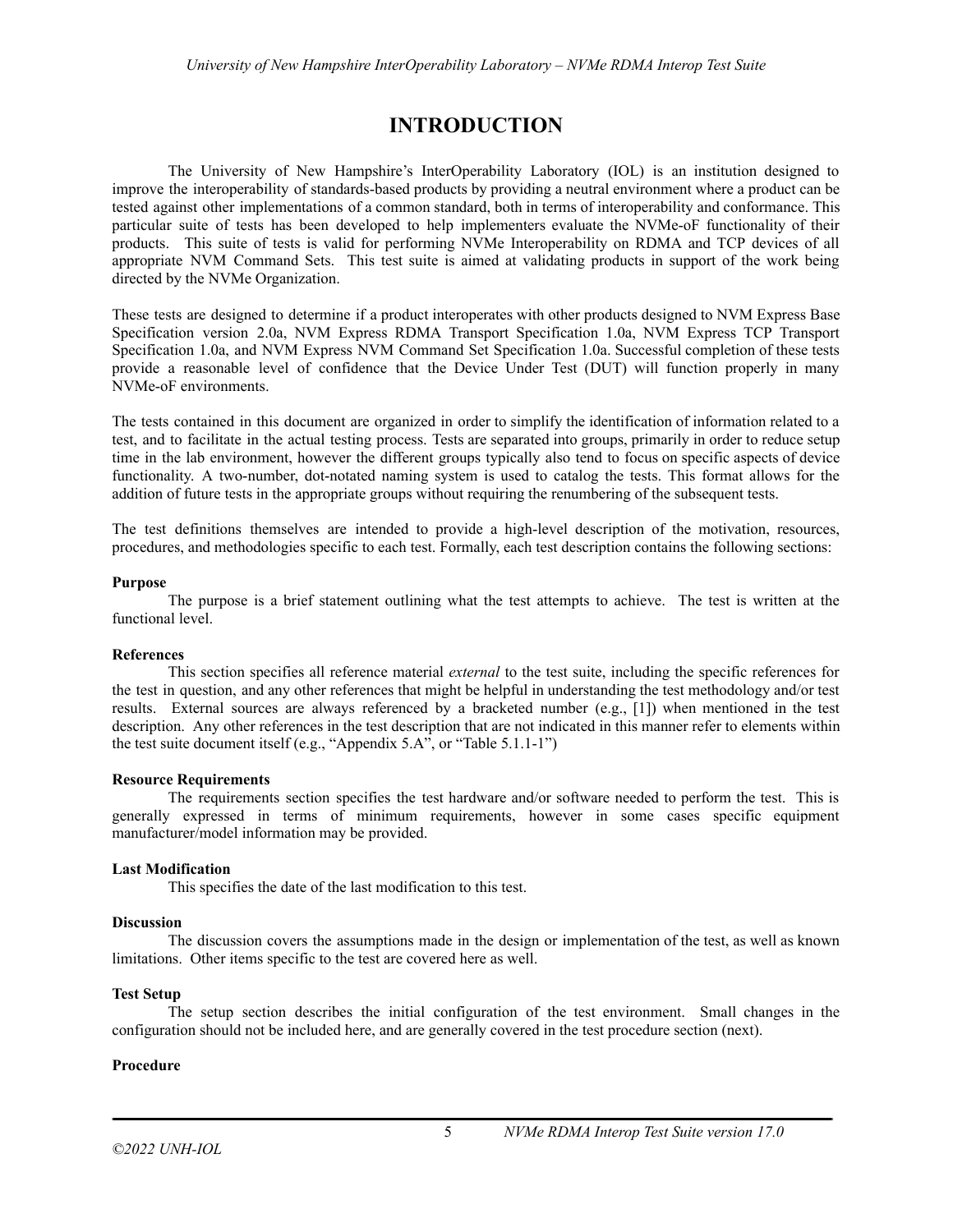# INTRODUCTION

The University of New Hampshire's InterOperability Laboratory (IOL) is an institution designed to improve the interoperability of standards-based products by providing a neutral environment where a product can be tested against other implementations of a common standard, both in terms of interoperability and conformance. This particular suite of tests has been developed to help implementers evaluate the NVMe-oF functionality of their products. This suite of tests is valid for performing NVMe Interoperability on RDMA and TCP devices of all appropriate NVM Command Sets. This test suite is aimed at validating products in support of the work being directed by the NVMe Organization.

These tests are designed to determine if a product interoperates with other products designed to NVM Express Base Specification version 2.0a, NVM Express RDMA Transport Specification 1.0a, NVM Express TCP Transport Specification 1.0a, and NVM Express NVM Command Set Specification 1.0a. Successful completion of these tests provide a reasonable level of confidence that the Device Under Test (DUT) will function properly in many NVMe-oF environments.

The tests contained in this document are organized in order to simplify the identification of information related to a test, and to facilitate in the actual testing process. Tests are separated into groups, primarily in order to reduce setup time in the lab environment, however the different groups typically also tend to focus on specific aspects of device functionality. A two-number, dot-notated naming system is used to catalog the tests. This format allows for the addition of future tests in the appropriate groups without requiring the renumbering of the subsequent tests.

The test definitions themselves are intended to provide a high-level description of the motivation, resources, procedures, and methodologies specific to each test. Formally, each test description contains the following sections:

**Purpose**

The purpose is a brief statement outlining what the test attempts to achieve. The test is written at the functional level.

**References**

This section specifies all reference material *external* to the test suite, including the specific references for the test in question, and any other references that might be helpful in understanding the test methodology and/or test results. External sources are always referenced by a bracketed number (e.g., [1]) when mentioned in the test description. Any other references in the test description that are not indicated in this manner refer to elements within the test suite document itself (e.g., "Appendix 5.A", or "Table 5.1.1-1")

**Resource Requirements**

The requirements section specifies the test hardware and/or software needed to perform the test. This is generally expressed in terms of minimum requirements, however in some cases specific equipment manufacturer/model information may be provided.

**Last Modification**

This specifies the date of the last modification to this test.

**Discussion**

The discussion covers the assumptions made in the design or implementation of the test, as well as known limitations. Other items specific to the test are covered here as well.

**Test Setup**

The setup section describes the initial configuration of the test environment. Small changes in the configuration should not be included here, and are generally covered in the test procedure section (next).

**Procedure**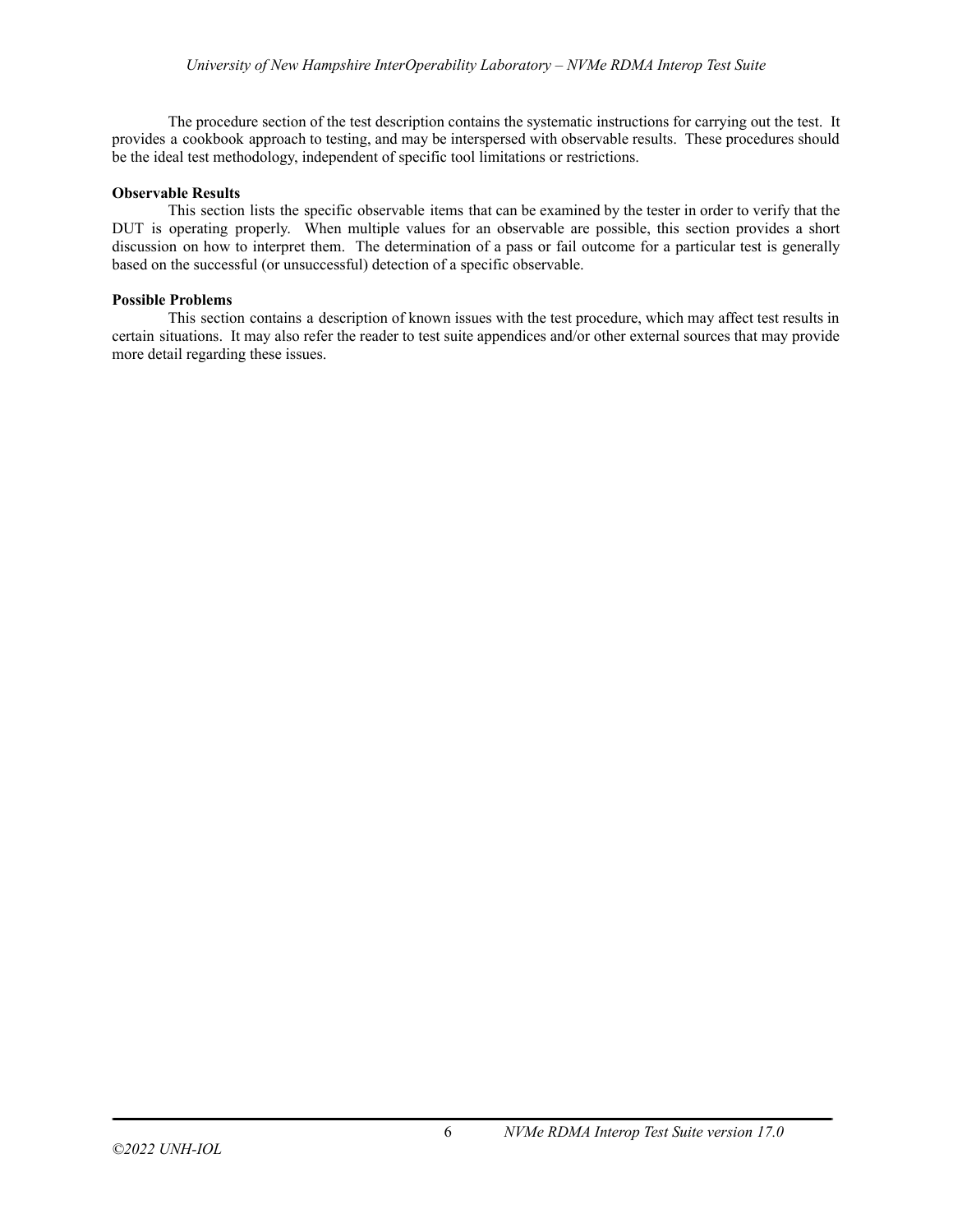The procedure section of the test description contains the systematic instructions for carrying out the test. It provides a cookbook approach to testing, and may be interspersed with observable results. These procedures should be the ideal test methodology, independent of specific tool limitations or restrictions.

**Observable Results**

This section lists the specific observable items that can be examined by the tester in order to verify that the DUT is operating properly. When multiple values for an observable are possible, this section provides a short discussion on how to interpret them. The determination of a pass or fail outcome for a particular test is generally based on the successful (or unsuccessful) detection of a specific observable.

**Possible Problems**

This section contains a description of known issues with the test procedure, which may affect test results in certain situations. It may also refer the reader to test suite appendices and/or other external sources that may provide more detail regarding these issues.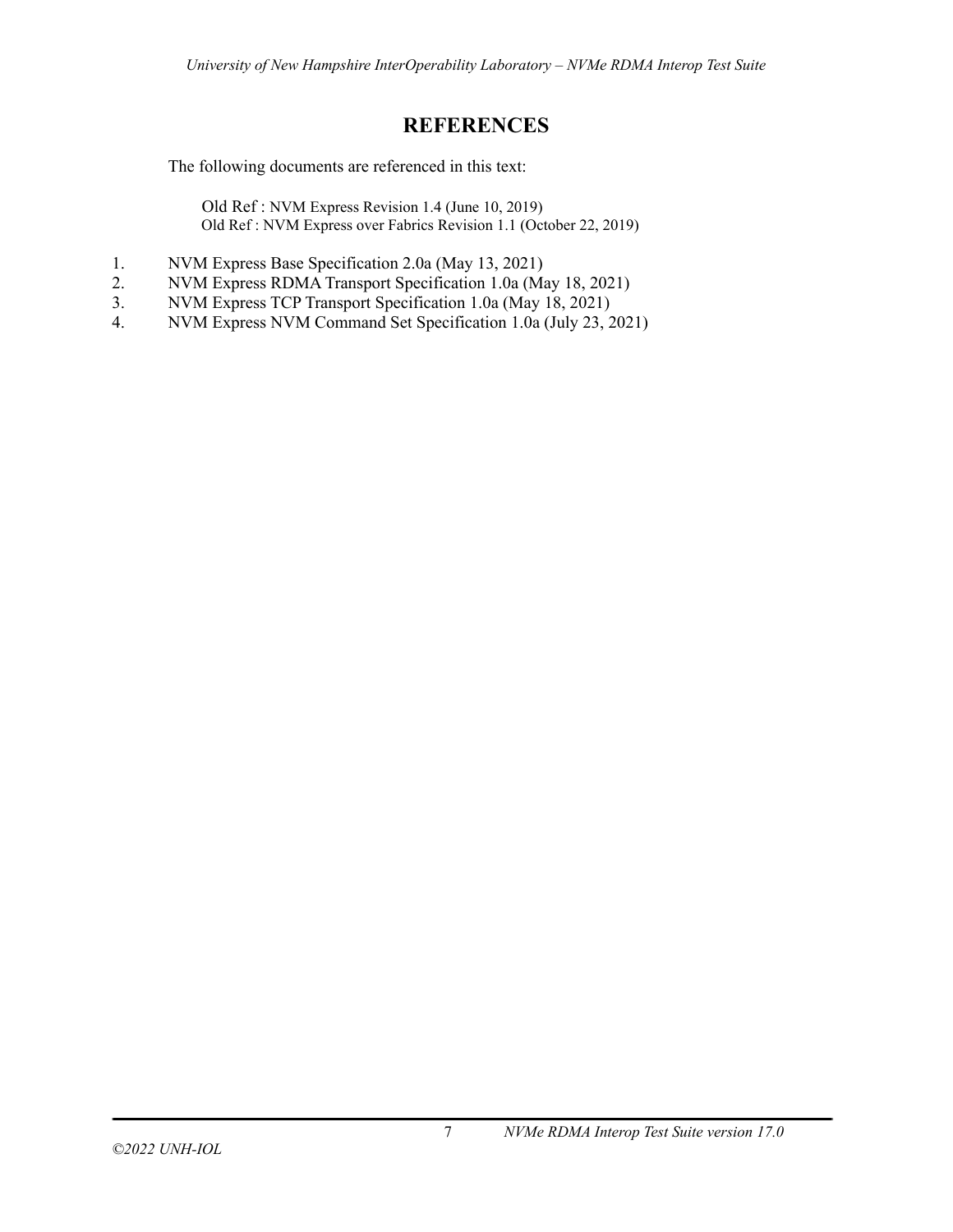# REFERENCES

The following documents are referenced in this text:

Old Ref : NVM Express Revision 1.4 (June 10, 2019)
Old Ref : NVM Express over Fabrics Revision 1.1 (October 22, 2019)

1. NVM Express Base Specification 2.0a (May 13, 2021)
2. NVM Express RDMA Transport Specification 1.0a (May 18, 2021)
3. NVM Express TCP Transport Specification 1.0a (May 18, 2021)
4. NVM Express NVM Command Set Specification 1.0a (July 23, 2021)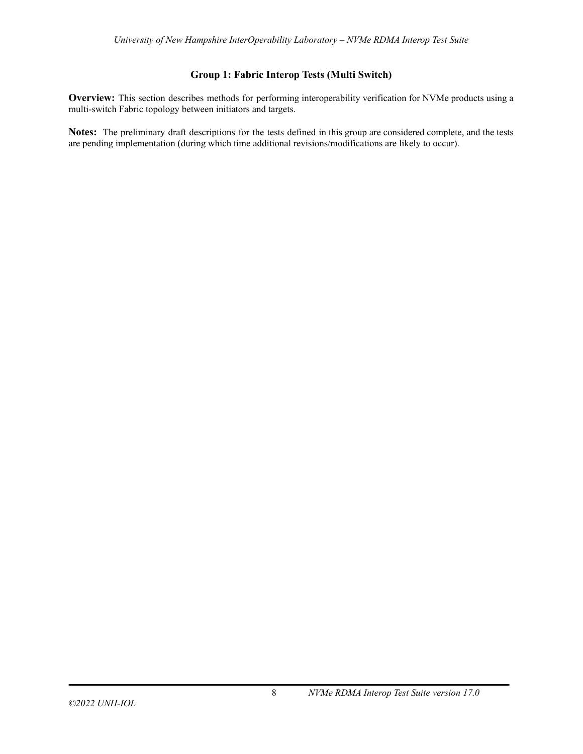## Group 1: Fabric Interop Tests (Multi Switch)

**Overview:** This section describes methods for performing interoperability verification for NVMe products using a multi-switch Fabric topology between initiators and targets.

**Notes:** The preliminary draft descriptions for the tests defined in this group are considered complete, and the tests are pending implementation (during which time additional revisions/modifications are likely to occur).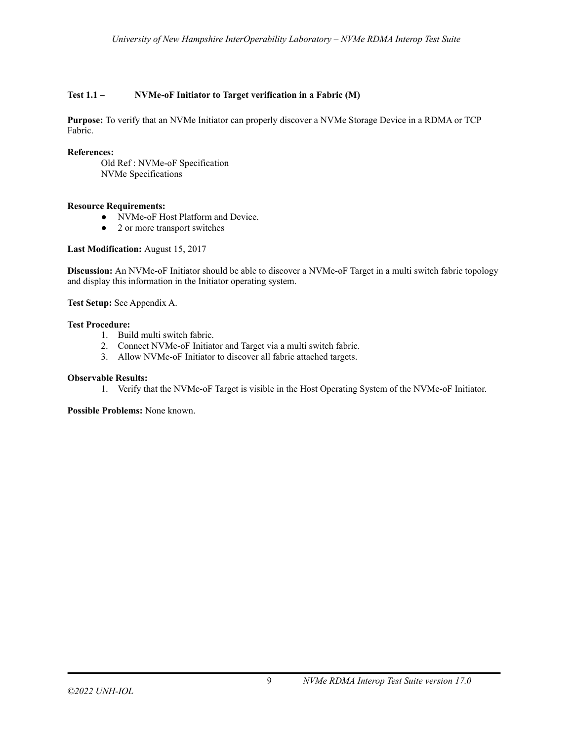### Test 1.1 – NVMe-oF Initiator to Target verification in a Fabric (M)

**Purpose:** To verify that an NVMe Initiator can properly discover a NVMe Storage Device in a RDMA or TCP Fabric.

**References:**

Old Ref : NVMe-oF Specification
NVMe Specifications

**Resource Requirements:**

- NVMe-oF Host Platform and Device.
- 2 or more transport switches

**Last Modification:** August 15, 2017

**Discussion:** An NVMe-oF Initiator should be able to discover a NVMe-oF Target in a multi switch fabric topology and display this information in the Initiator operating system.

**Test Setup:** See Appendix A.

**Test Procedure:**

1. Build multi switch fabric.
2. Connect NVMe-oF Initiator and Target via a multi switch fabric.
3. Allow NVMe-oF Initiator to discover all fabric attached targets.

**Observable Results:**

1. Verify that the NVMe-oF Target is visible in the Host Operating System of the NVMe-oF Initiator.

**Possible Problems:** None known.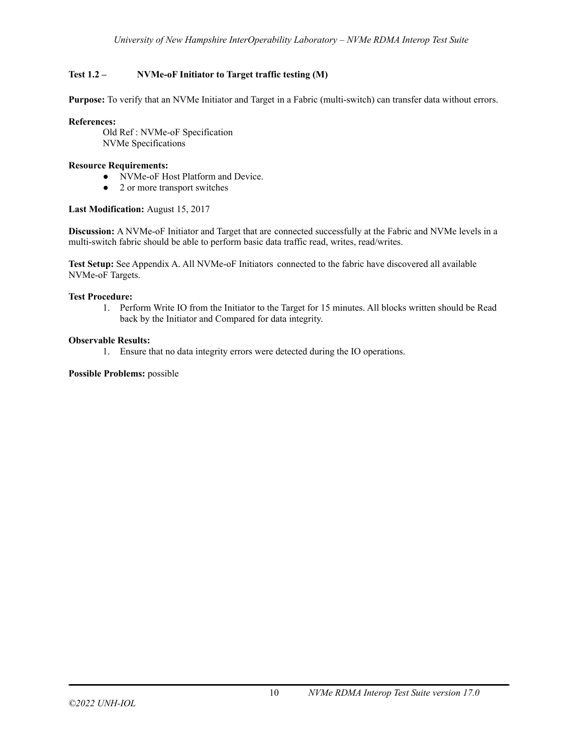### Test 1.2 – NVMe-oF Initiator to Target traffic testing (M)

**Purpose:** To verify that an NVMe Initiator and Target in a Fabric (multi-switch) can transfer data without errors.

**References:**

Old Ref : NVMe-oF Specification
NVMe Specifications

**Resource Requirements:**

- NVMe-oF Host Platform and Device.
- 2 or more transport switches

**Last Modification:** August 15, 2017

**Discussion:** A NVMe-oF Initiator and Target that are connected successfully at the Fabric and NVMe levels in a multi-switch fabric should be able to perform basic data traffic read, writes, read/writes.

**Test Setup:** See Appendix A. All NVMe-oF Initiators connected to the fabric have discovered all available NVMe-oF Targets.

**Test Procedure:**

1. Perform Write IO from the Initiator to the Target for 15 minutes. All blocks written should be Read back by the Initiator and Compared for data integrity.

**Observable Results:**

1. Ensure that no data integrity errors were detected during the IO operations.

**Possible Problems:** possible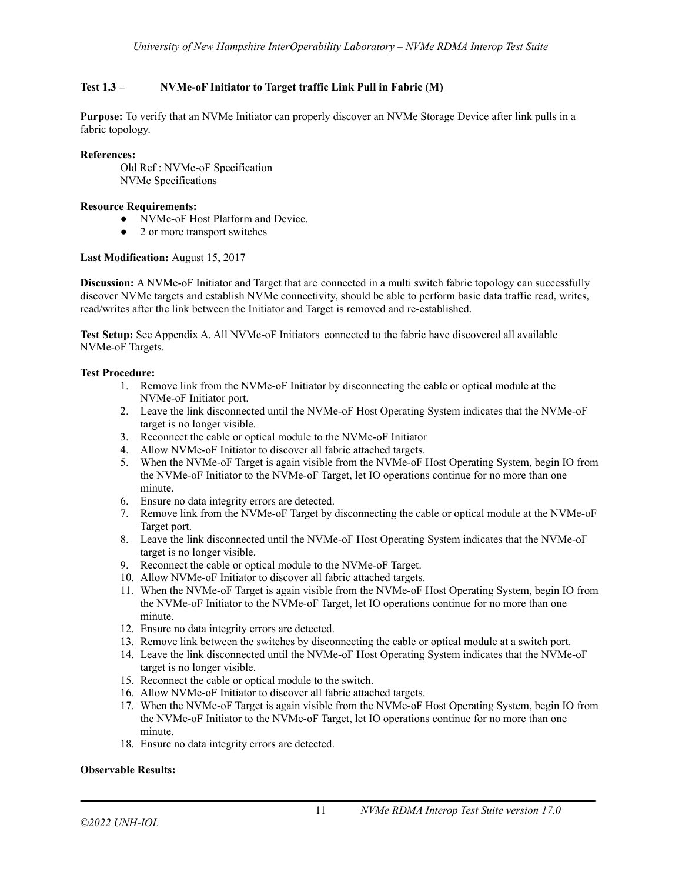**Test 1.3 – NVMe-oF Initiator to Target traffic Link Pull in Fabric (M)**

**Purpose:** To verify that an NVMe Initiator can properly discover an NVMe Storage Device after link pulls in a fabric topology.

**References:**

Old Ref : NVMe-oF Specification
NVMe Specifications

**Resource Requirements:**

- NVMe-oF Host Platform and Device.
- 2 or more transport switches

**Last Modification:** August 15, 2017

**Discussion:** A NVMe-oF Initiator and Target that are connected in a multi switch fabric topology can successfully discover NVMe targets and establish NVMe connectivity, should be able to perform basic data traffic read, writes, read/writes after the link between the Initiator and Target is removed and re-established.

**Test Setup:** See Appendix A. All NVMe-oF Initiators connected to the fabric have discovered all available NVMe-oF Targets.

**Test Procedure:**

1. Remove link from the NVMe-oF Initiator by disconnecting the cable or optical module at the NVMe-oF Initiator port.
2. Leave the link disconnected until the NVMe-oF Host Operating System indicates that the NVMe-oF target is no longer visible.
3. Reconnect the cable or optical module to the NVMe-oF Initiator
4. Allow NVMe-oF Initiator to discover all fabric attached targets.
5. When the NVMe-oF Target is again visible from the NVMe-oF Host Operating System, begin IO from the NVMe-oF Initiator to the NVMe-oF Target, let IO operations continue for no more than one minute.
6. Ensure no data integrity errors are detected.
7. Remove link from the NVMe-oF Target by disconnecting the cable or optical module at the NVMe-oF Target port.
8. Leave the link disconnected until the NVMe-oF Host Operating System indicates that the NVMe-oF target is no longer visible.
9. Reconnect the cable or optical module to the NVMe-oF Target.
10. Allow NVMe-oF Initiator to discover all fabric attached targets.
11. When the NVMe-oF Target is again visible from the NVMe-oF Host Operating System, begin IO from the NVMe-oF Initiator to the NVMe-oF Target, let IO operations continue for no more than one minute.
12. Ensure no data integrity errors are detected.
13. Remove link between the switches by disconnecting the cable or optical module at a switch port.
14. Leave the link disconnected until the NVMe-oF Host Operating System indicates that the NVMe-oF target is no longer visible.
15. Reconnect the cable or optical module to the switch.
16. Allow NVMe-oF Initiator to discover all fabric attached targets.
17. When the NVMe-oF Target is again visible from the NVMe-oF Host Operating System, begin IO from the NVMe-oF Initiator to the NVMe-oF Target, let IO operations continue for no more than one minute.
18. Ensure no data integrity errors are detected.

**Observable Results:**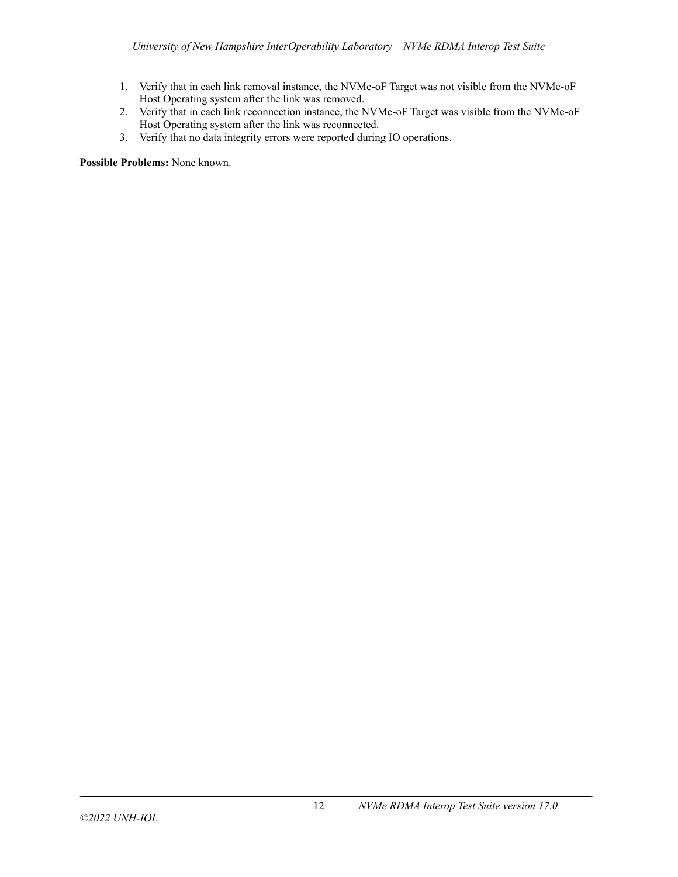1. Verify that in each link removal instance, the NVMe-oF Target was not visible from the NVMe-oF Host Operating system after the link was removed.
2. Verify that in each link reconnection instance, the NVMe-oF Target was visible from the NVMe-oF Host Operating system after the link was reconnected.
3. Verify that no data integrity errors were reported during IO operations.

**Possible Problems:** None known.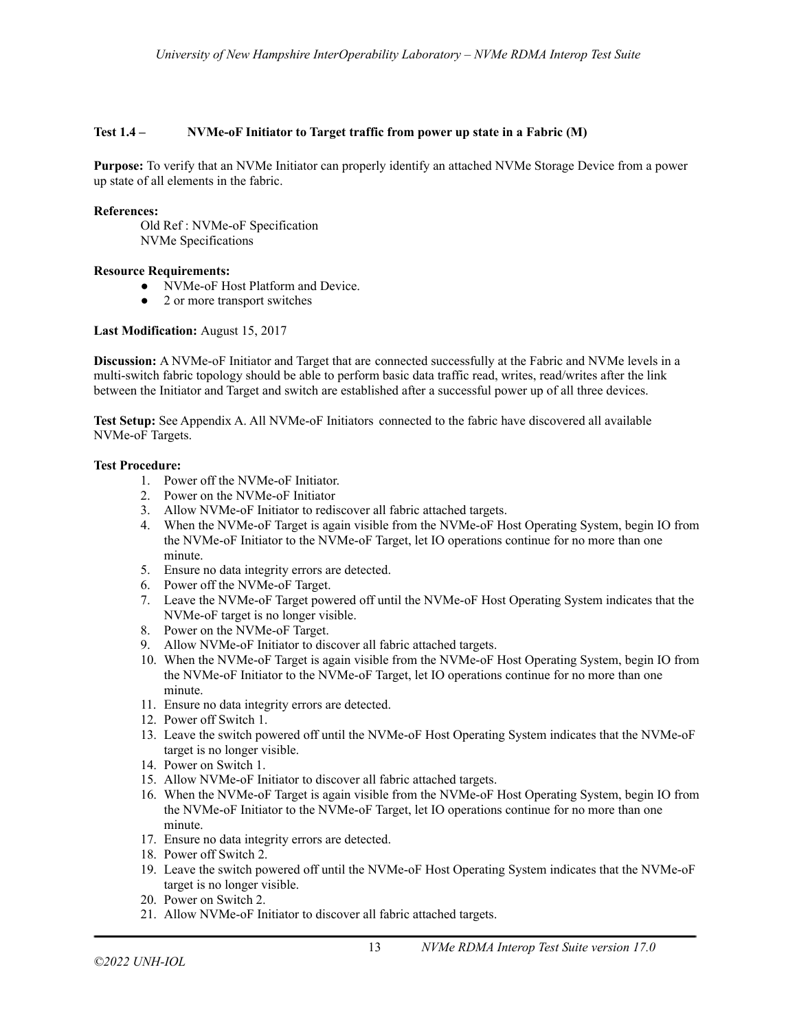### Test 1.4 – NVMe-oF Initiator to Target traffic from power up state in a Fabric (M)

**Purpose:** To verify that an NVMe Initiator can properly identify an attached NVMe Storage Device from a power up state of all elements in the fabric.

**References:**

Old Ref : NVMe-oF Specification
NVMe Specifications

**Resource Requirements:**

- NVMe-oF Host Platform and Device.
- 2 or more transport switches

**Last Modification:** August 15, 2017

**Discussion:** A NVMe-oF Initiator and Target that are connected successfully at the Fabric and NVMe levels in a multi-switch fabric topology should be able to perform basic data traffic read, writes, read/writes after the link between the Initiator and Target and switch are established after a successful power up of all three devices.

**Test Setup:** See Appendix A. All NVMe-oF Initiators connected to the fabric have discovered all available NVMe-oF Targets.

**Test Procedure:**

1. Power off the NVMe-oF Initiator.
2. Power on the NVMe-oF Initiator
3. Allow NVMe-oF Initiator to rediscover all fabric attached targets.
4. When the NVMe-oF Target is again visible from the NVMe-oF Host Operating System, begin IO from the NVMe-oF Initiator to the NVMe-oF Target, let IO operations continue for no more than one minute.
5. Ensure no data integrity errors are detected.
6. Power off the NVMe-oF Target.
7. Leave the NVMe-oF Target powered off until the NVMe-oF Host Operating System indicates that the NVMe-oF target is no longer visible.
8. Power on the NVMe-oF Target.
9. Allow NVMe-oF Initiator to discover all fabric attached targets.
10. When the NVMe-oF Target is again visible from the NVMe-oF Host Operating System, begin IO from the NVMe-oF Initiator to the NVMe-oF Target, let IO operations continue for no more than one minute.
11. Ensure no data integrity errors are detected.
12. Power off Switch 1.
13. Leave the switch powered off until the NVMe-oF Host Operating System indicates that the NVMe-oF target is no longer visible.
14. Power on Switch 1.
15. Allow NVMe-oF Initiator to discover all fabric attached targets.
16. When the NVMe-oF Target is again visible from the NVMe-oF Host Operating System, begin IO from the NVMe-oF Initiator to the NVMe-oF Target, let IO operations continue for no more than one minute.
17. Ensure no data integrity errors are detected.
18. Power off Switch 2.
19. Leave the switch powered off until the NVMe-oF Host Operating System indicates that the NVMe-oF target is no longer visible.
20. Power on Switch 2.
21. Allow NVMe-oF Initiator to discover all fabric attached targets.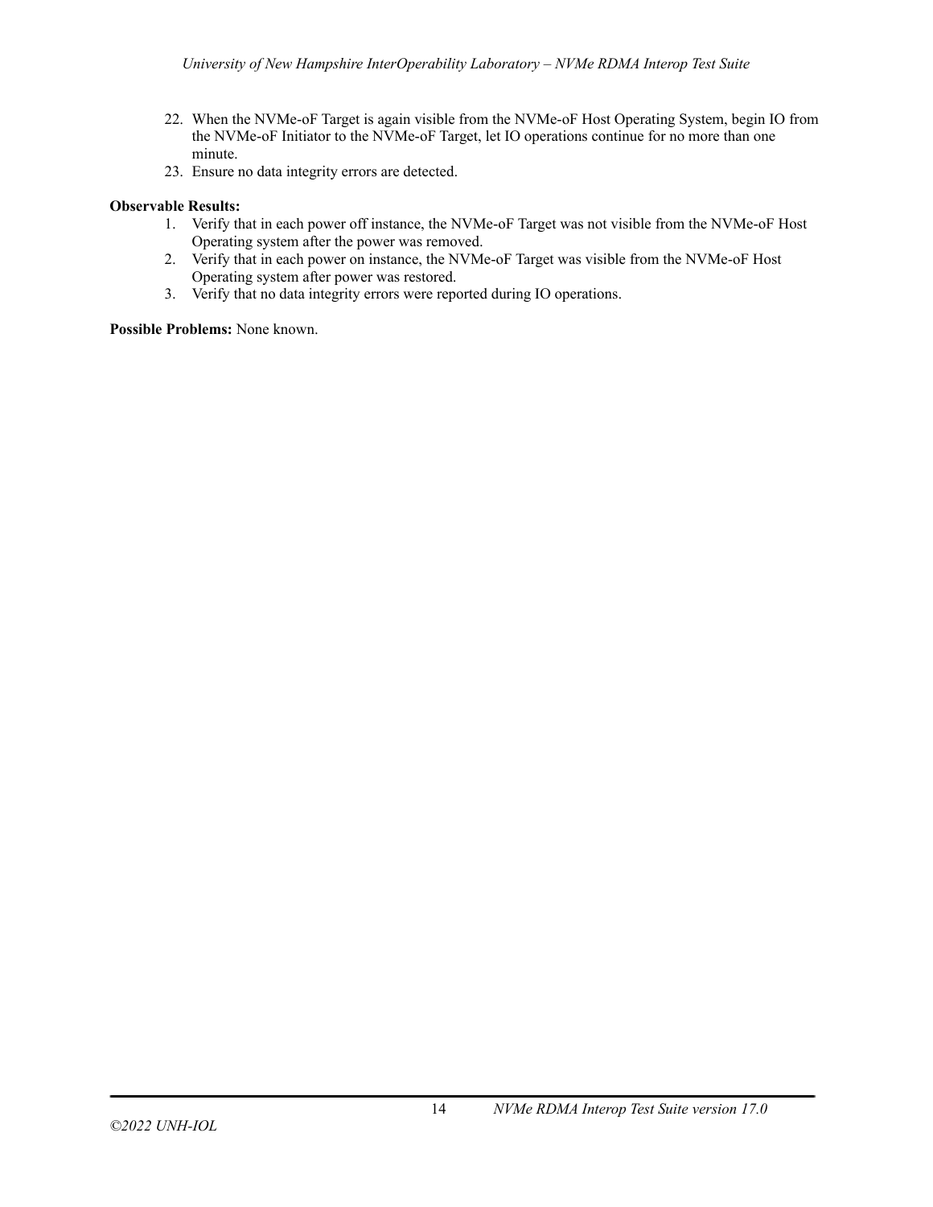22. When the NVMe-oF Target is again visible from the NVMe-oF Host Operating System, begin IO from the NVMe-oF Initiator to the NVMe-oF Target, let IO operations continue for no more than one minute.
23. Ensure no data integrity errors are detected.

**Observable Results:**

1. Verify that in each power off instance, the NVMe-oF Target was not visible from the NVMe-oF Host Operating system after the power was removed.
2. Verify that in each power on instance, the NVMe-oF Target was visible from the NVMe-oF Host Operating system after power was restored.
3. Verify that no data integrity errors were reported during IO operations.

**Possible Problems:** None known.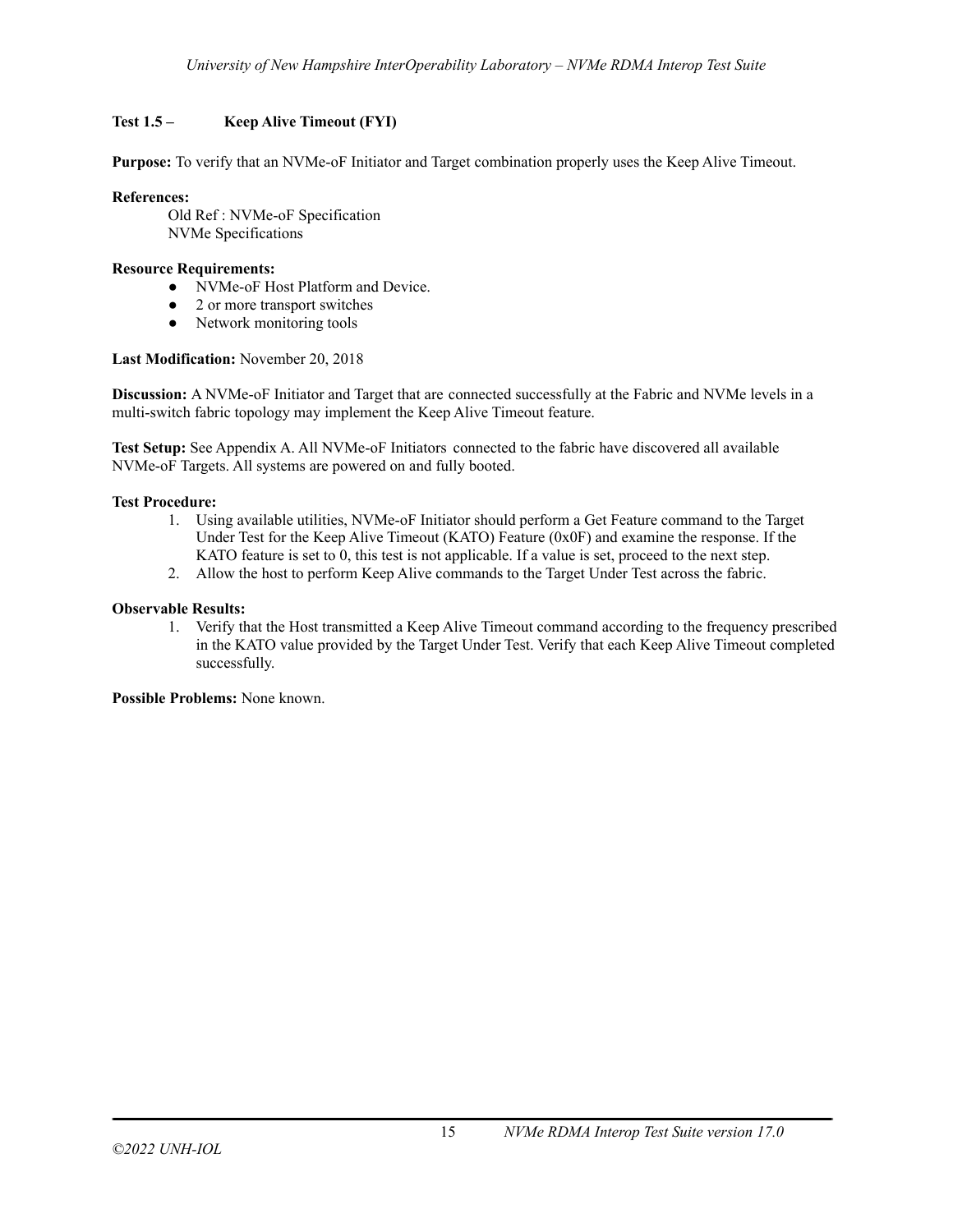### Test 1.5 – Keep Alive Timeout (FYI)

**Purpose:** To verify that an NVMe-oF Initiator and Target combination properly uses the Keep Alive Timeout.

**References:**

Old Ref : NVMe-oF Specification
NVMe Specifications

**Resource Requirements:**

- NVMe-oF Host Platform and Device.
- 2 or more transport switches
- Network monitoring tools

**Last Modification:** November 20, 2018

**Discussion:** A NVMe-oF Initiator and Target that are connected successfully at the Fabric and NVMe levels in a multi-switch fabric topology may implement the Keep Alive Timeout feature.

**Test Setup:** See Appendix A. All NVMe-oF Initiators connected to the fabric have discovered all available NVMe-oF Targets. All systems are powered on and fully booted.

**Test Procedure:**

1. Using available utilities, NVMe-oF Initiator should perform a Get Feature command to the Target Under Test for the Keep Alive Timeout (KATO) Feature (0x0F) and examine the response. If the KATO feature is set to 0, this test is not applicable. If a value is set, proceed to the next step.
2. Allow the host to perform Keep Alive commands to the Target Under Test across the fabric.

**Observable Results:**

1. Verify that the Host transmitted a Keep Alive Timeout command according to the frequency prescribed in the KATO value provided by the Target Under Test. Verify that each Keep Alive Timeout completed successfully.

**Possible Problems:** None known.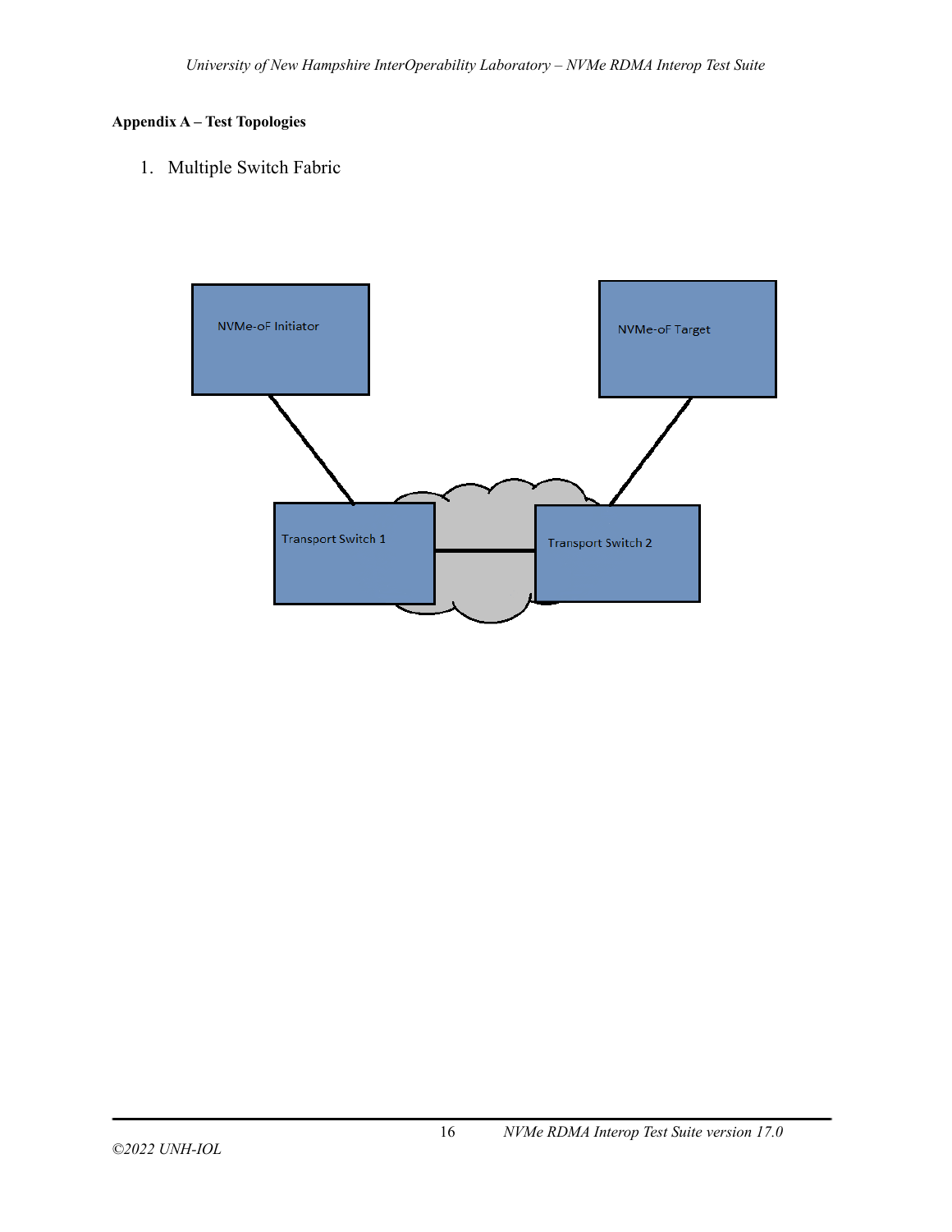**Appendix A – Test Topologies**

1. Multiple Switch Fabric

NVMe-oF Initiator

NVMe-oF Target

Transport Switch 1

Transport Switch 2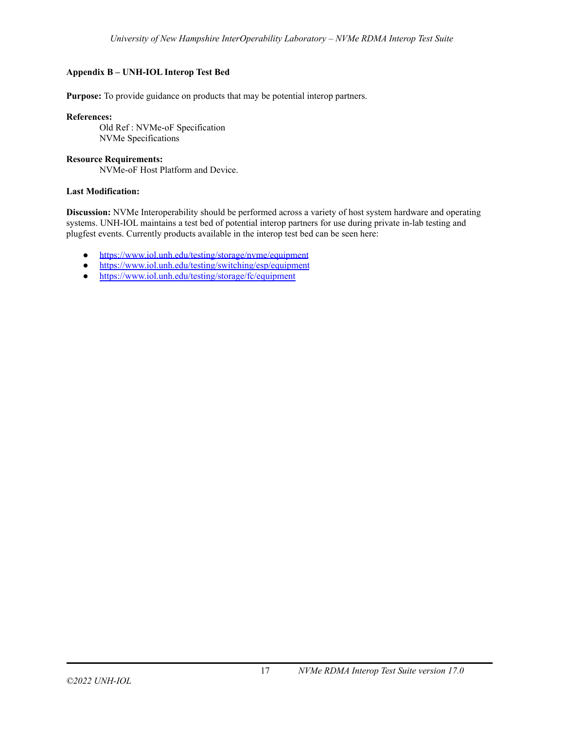## Appendix B – UNH-IOL Interop Test Bed

**Purpose:** To provide guidance on products that may be potential interop partners.

**References:**

Old Ref : NVMe-oF Specification
NVMe Specifications

**Resource Requirements:**

NVMe-oF Host Platform and Device.

**Last Modification:**

**Discussion:** NVMe Interoperability should be performed across a variety of host system hardware and operating systems. UNH-IOL maintains a test bed of potential interop partners for use during private in-lab testing and plugfest events. Currently products available in the interop test bed can be seen here:

- https://www.iol.unh.edu/testing/storage/nvme/equipment
- https://www.iol.unh.edu/testing/switching/esp/equipment
- https://www.iol.unh.edu/testing/storage/fc/equipment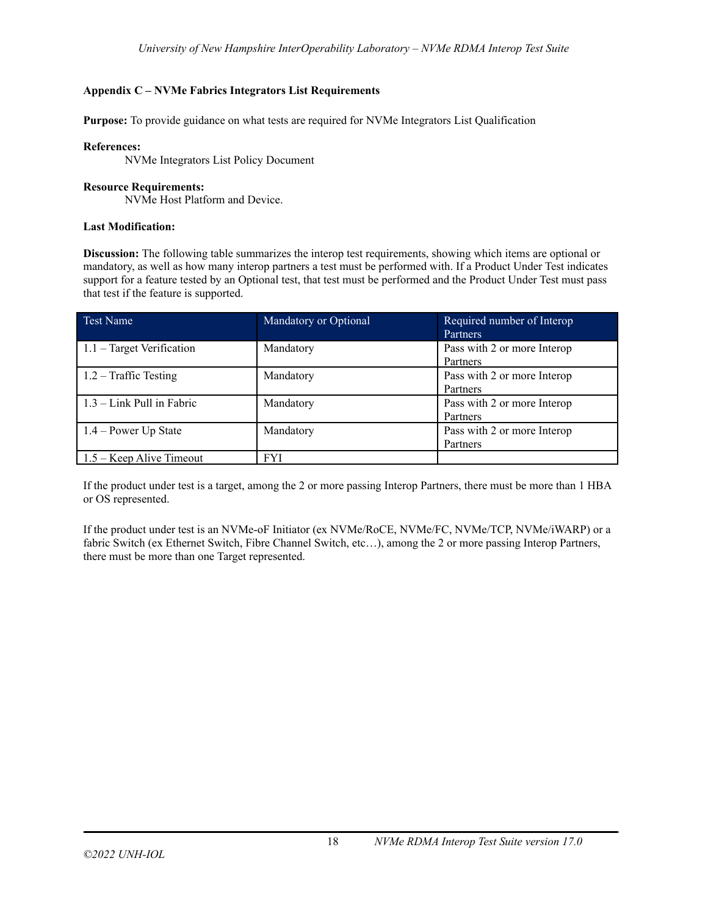**Appendix C – NVMe Fabrics Integrators List Requirements**

**Purpose:** To provide guidance on what tests are required for NVMe Integrators List Qualification

**References:**
NVMe Integrators List Policy Document

**Resource Requirements:**
NVMe Host Platform and Device.

**Last Modification:**

**Discussion:** The following table summarizes the interop test requirements, showing which items are optional or mandatory, as well as how many interop partners a test must be performed with. If a Product Under Test indicates support for a feature tested by an Optional test, that test must be performed and the Product Under Test must pass that test if the feature is supported.

| Test Name | Mandatory or Optional | Required number of Interop Partners |
|---|---|---|
| 1.1 – Target Verification | Mandatory | Pass with 2 or more Interop Partners |
| 1.2 – Traffic Testing | Mandatory | Pass with 2 or more Interop Partners |
| 1.3 – Link Pull in Fabric | Mandatory | Pass with 2 or more Interop Partners |
| 1.4 – Power Up State | Mandatory | Pass with 2 or more Interop Partners |
| 1.5 – Keep Alive Timeout | FYI | |

If the product under test is a target, among the 2 or more passing Interop Partners, there must be more than 1 HBA or OS represented.

If the product under test is an NVMe-oF Initiator (ex NVMe/RoCE, NVMe/FC, NVMe/TCP, NVMe/iWARP) or a fabric Switch (ex Ethernet Switch, Fibre Channel Switch, etc…), among the 2 or more passing Interop Partners, there must be more than one Target represented.